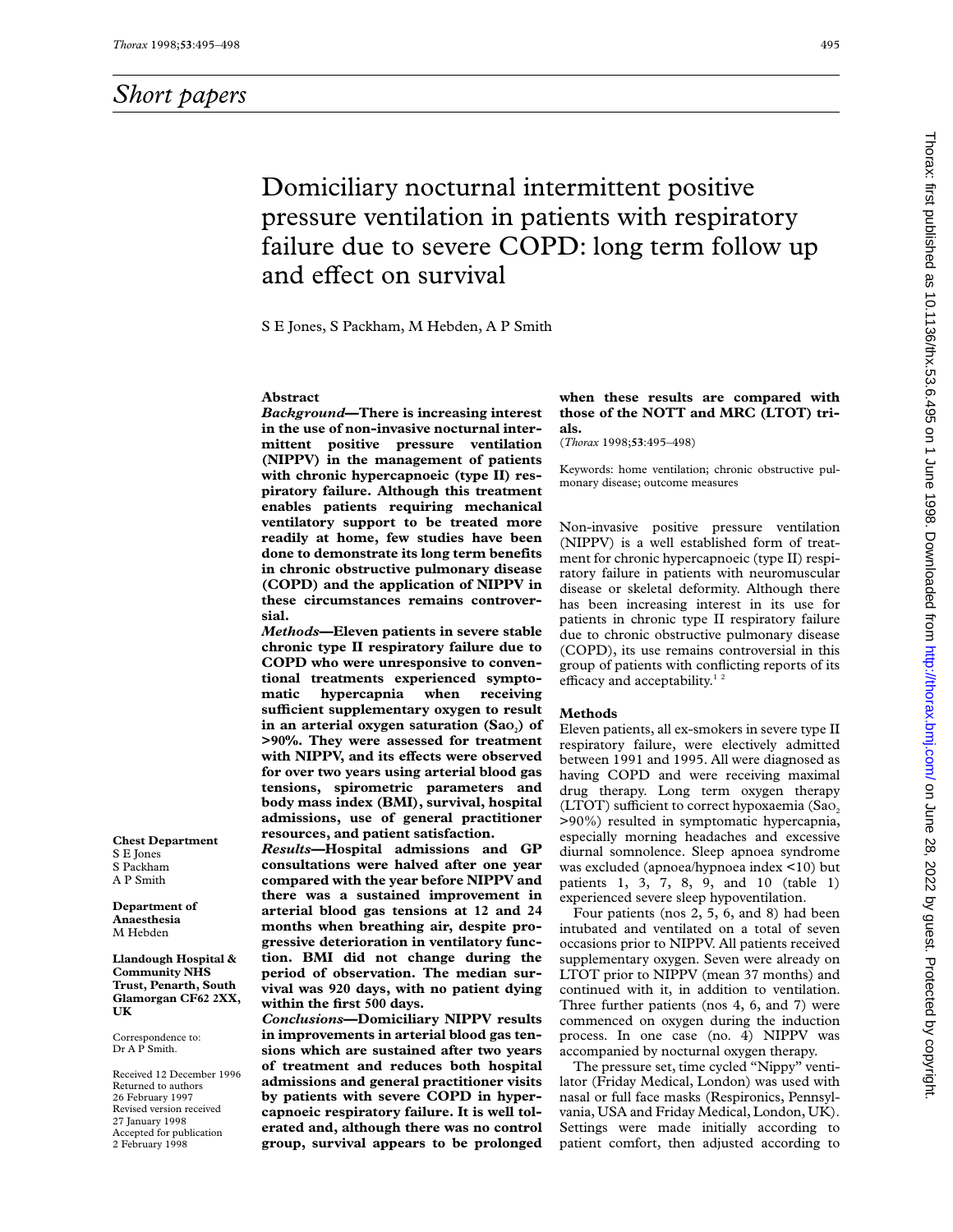# Short papers

# Domiciliary nocturnal intermittent positive pressure ventilation in patients with respiratory failure due to severe COPD: long term follow up and effect on survival

S E Jones, S Packham, M Hebden, A P Smith

**Chest Department**
S E Jones
S Packham
A P Smith

**Department of Anaesthesia**
M Hebden

**Llandough Hospital & Community NHS Trust, Penarth, South Glamorgan CF62 2XX, UK**

Correspondence to:
Dr A P Smith.

Received 12 December 1996
Returned to authors 26 February 1997
Revised version received 27 January 1998
Accepted for publication 2 February 1998

## Abstract

***Background*—There is increasing interest in the use of non-invasive nocturnal intermittent positive pressure ventilation (NIPPV) in the management of patients with chronic hypercapnoeic (type II) respiratory failure. Although this treatment enables patients requiring mechanical ventilatory support to be treated more readily at home, few studies have been done to demonstrate its long term benefits in chronic obstructive pulmonary disease (COPD) and the application of NIPPV in these circumstances remains controversial.**

***Methods*—Eleven patients in severe stable chronic type II respiratory failure due to COPD who were unresponsive to conventional treatments experienced symptomatic hypercapnia when receiving sufficient supplementary oxygen to result in an arterial oxygen saturation ($Sao_2$) of >90%. They were assessed for treatment with NIPPV, and its effects were observed for over two years using arterial blood gas tensions, spirometric parameters and body mass index (BMI), survival, hospital admissions, use of general practitioner resources, and patient satisfaction.**

***Results*—Hospital admissions and GP consultations were halved after one year compared with the year before NIPPV and there was a sustained improvement in arterial blood gas tensions at 12 and 24 months when breathing air, despite progressive deterioration in ventilatory function. BMI did not change during the period of observation. The median survival was 920 days, with no patient dying within the first 500 days.**

***Conclusions*—Domiciliary NIPPV results in improvements in arterial blood gas tensions which are sustained after two years of treatment and reduces both hospital admissions and general practitioner visits by patients with severe COPD in hypercapnoeic respiratory failure. It is well tolerated and, although there was no control group, survival appears to be prolonged when these results are compared with those of the NOTT and MRC (LTOT) trials.**

(*Thorax* 1998;**53**:495–498)

Keywords: home ventilation; chronic obstructive pulmonary disease; outcome measures

Non-invasive positive pressure ventilation (NIPPV) is a well established form of treatment for chronic hypercapnoeic (type II) respiratory failure in patients with neuromuscular disease or skeletal deformity. Although there has been increasing interest in its use for patients in chronic type II respiratory failure due to chronic obstructive pulmonary disease (COPD), its use remains controversial in this group of patients with conflicting reports of its efficacy and acceptability.[1 2]

## Methods

Eleven patients, all ex-smokers in severe type II respiratory failure, were electively admitted between 1991 and 1995. All were diagnosed as having COPD and were receiving maximal drug therapy. Long term oxygen therapy (LTOT) sufficient to correct hypoxaemia ($Sao_2$ >90%) resulted in symptomatic hypercapnia, especially morning headaches and excessive diurnal somnolence. Sleep apnoea syndrome was excluded (apnoea/hypnoea index <10) but patients 1, 3, 7, 8, 9, and 10 (table 1) experienced severe sleep hypoventilation.

Four patients (nos 2, 5, 6, and 8) had been intubated and ventilated on a total of seven occasions prior to NIPPV. All patients received supplementary oxygen. Seven were already on LTOT prior to NIPPV (mean 37 months) and continued with it, in addition to ventilation. Three further patients (nos 4, 6, and 7) were commenced on oxygen during the induction process. In one case (no. 4) NIPPV was accompanied by nocturnal oxygen therapy.

The pressure set, time cycled "Nippy" ventilator (Friday Medical, London) was used with nasal or full face masks (Respironics, Pennsylvania, USA and Friday Medical, London, UK). Settings were made initially according to patient comfort, then adjusted according to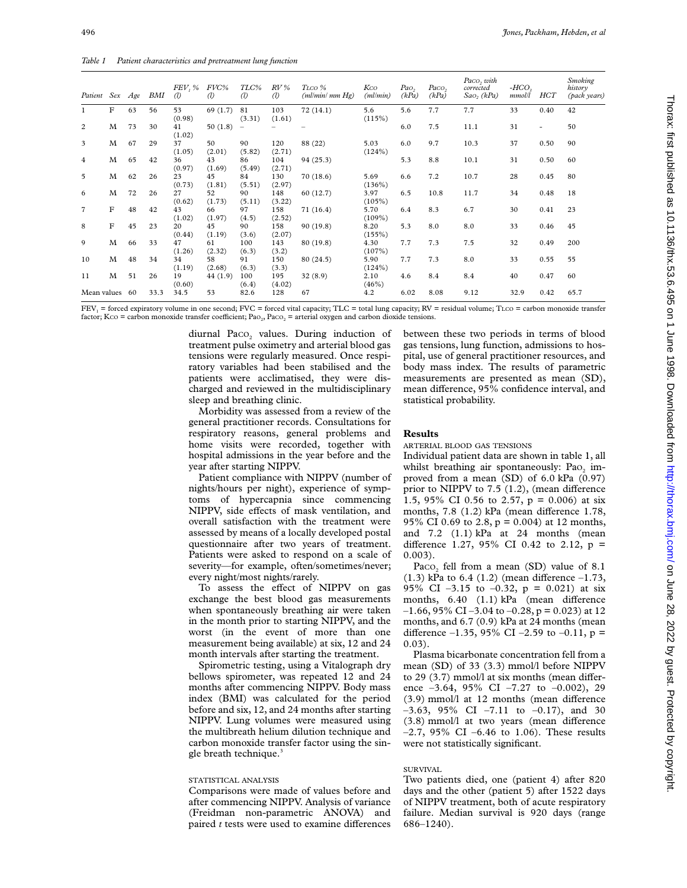*Table 1 Patient characteristics and pretreatment lung function*

| Patient | Sex | Age | BMI | $FEV_1$% (l) | FVC% (l) | TLC% (l) | RV% (l) | TLCO % (ml/min/ mm Hg) | KCO (ml/min) | $PaO_2$ (kPa) | $PaCO_2$ (kPa) | $PaCO_2$ with corrected $SaO_2$ (kPa) | $-HCO_3$ mmol/l | HCT | Smoking history (pack years) |
|---|---|---|---|---|---|---|---|---|---|---|---|---|---|---|---|
| 1 | F | 63 | 56 | 53 (0.98) | 69 (1.7) | 81 (3.31) | 103 (1.61) | 72 (14.1) | 5.6 (115%) | 5.6 | 7.7 | 7.7 | 33 | 0.40 | 42 |
| 2 | M | 73 | 30 | 41 (1.02) | 50 (1.8) | – | – | – | | 6.0 | 7.5 | 11.1 | 31 | – | 50 |
| 3 | M | 67 | 29 | 37 (1.05) | 50 (2.01) | 90 (5.82) | 120 (2.71) | 88 (22) | 5.03 (124%) | 6.0 | 9.7 | 10.3 | 37 | 0.50 | 90 |
| 4 | M | 65 | 42 | 36 (0.97) | 43 (1.69) | 86 (5.49) | 104 (2.71) | 94 (25.3) | | 5.3 | 8.8 | 10.1 | 31 | 0.50 | 60 |
| 5 | M | 62 | 26 | 23 (0.73) | 45 (1.81) | 84 (5.51) | 130 (2.97) | 70 (18.6) | 5.69 (136%) | 6.6 | 7.2 | 10.7 | 28 | 0.45 | 80 |
| 6 | M | 72 | 26 | 27 (0.62) | 52 (1.73) | 90 (5.11) | 148 (3.22) | 60 (12.7) | 3.97 (105%) | 6.5 | 10.8 | 11.7 | 34 | 0.48 | 18 |
| 7 | F | 48 | 42 | 43 (1.02) | 66 (1.97) | 97 (4.5) | 158 (2.52) | 71 (16.4) | 5.70 (109%) | 6.4 | 8.3 | 6.7 | 30 | 0.41 | 23 |
| 8 | F | 45 | 23 | 20 (0.44) | 45 (1.19) | 90 (3.6) | 158 (2.07) | 90 (19.8) | 8.20 (155%) | 5.3 | 8.0 | 8.0 | 33 | 0.46 | 45 |
| 9 | M | 66 | 33 | 47 (1.26) | 61 (2.32) | 100 (6.3) | 143 (3.2) | 80 (19.8) | 4.30 (107%) | 7.7 | 7.3 | 7.5 | 32 | 0.49 | 200 |
| 10 | M | 48 | 34 | 34 (1.19) | 58 (2.68) | 91 (6.3) | 150 (3.3) | 80 (24.5) | 5.90 (124%) | 7.7 | 7.3 | 8.0 | 33 | 0.55 | 55 |
| 11 | M | 51 | 26 | 19 (0.60) | 44 (1.9) | 100 (6.4) | 195 (4.02) | 32 (8.9) | 2.10 (46%) | 4.6 | 8.4 | 8.4 | 40 | 0.47 | 60 |
| Mean values | | 60 | 33.3 | 34.5 | 53 | 82.6 | 128 | 67 | 4.2 | 6.02 | 8.08 | 9.12 | 32.9 | 0.42 | 65.7 |

$FEV_1$ = forced expiratory volume in one second; FVC = forced vital capacity; TLC = total lung capacity; RV = residual volume; TLCO = carbon monoxide transfer factor; KCO = carbon monoxide transfer coefficient; $PaO_2$, $PaCO_2$ = arterial oxygen and carbon dioxide tensions.

diurnal $PaCO_2$ values. During induction of treatment pulse oximetry and arterial blood gas tensions were regularly measured. Once respiratory variables had been stabilised and the patients were acclimatised, they were discharged and reviewed in the multidisciplinary sleep and breathing clinic.

Morbidity was assessed from a review of the general practitioner records. Consultations for respiratory reasons, general problems and home visits were recorded, together with hospital admissions in the year before and the year after starting NIPPV.

Patient compliance with NIPPV (number of nights/hours per night), experience of symptoms of hypercapnia since commencing NIPPV, side effects of mask ventilation, and overall satisfaction with the treatment were assessed by means of a locally developed postal questionnaire after two years of treatment. Patients were asked to respond on a scale of severity—for example, often/sometimes/never; every night/most nights/rarely.

To assess the effect of NIPPV on gas exchange the best blood gas measurements when spontaneously breathing air were taken in the month prior to starting NIPPV, and the worst (in the event of more than one measurement being available) at six, 12 and 24 month intervals after starting the treatment.

Spirometric testing, using a Vitalograph dry bellows spirometer, was repeated 12 and 24 months after commencing NIPPV. Body mass index (BMI) was calculated for the period before and six, 12, and 24 months after starting NIPPV. Lung volumes were measured using the multibreath helium dilution technique and carbon monoxide transfer factor using the single breath technique.[3]

### STATISTICAL ANALYSIS

Comparisons were made of values before and after commencing NIPPV. Analysis of variance (Freidman non-parametric ANOVA) and paired *t* tests were used to examine differences between these two periods in terms of blood gas tensions, lung function, admissions to hospital, use of general practitioner resources, and body mass index. The results of parametric measurements are presented as mean (SD), mean difference, 95% confidence interval, and statistical probability.

## Results

### ARTERIAL BLOOD GAS TENSIONS

Individual patient data are shown in table 1, all whilst breathing air spontaneously: $PaO_2$ improved from a mean (SD) of 6.0 kPa (0.97) prior to NIPPV to 7.5 (1.2), (mean difference 1.5, 95% CI 0.56 to 2.57, p = 0.006) at six months, 7.8 (1.2) kPa (mean difference 1.78, 95% CI 0.69 to 2.8, p = 0.004) at 12 months, and 7.2 (1.1) kPa at 24 months (mean difference 1.27, 95% CI 0.42 to 2.12, p = 0.003).

$PaCO_2$ fell from a mean (SD) value of 8.1 (1.3) kPa to 6.4 (1.2) (mean difference –1.73, 95% CI –3.15 to –0.32, p = 0.021) at six months, 6.40 (1.1) kPa (mean difference –1.66, 95% CI –3.04 to –0.28, p = 0.023) at 12 months, and 6.7 (0.9) kPa at 24 months (mean difference –1.35, 95% CI –2.59 to –0.11, p = 0.03).

Plasma bicarbonate concentration fell from a mean (SD) of 33 (3.3) mmol/l before NIPPV to 29 (3.7) mmol/l at six months (mean difference –3.64, 95% CI –7.27 to –0.002), 29 (3.9) mmol/l at 12 months (mean difference –3.63, 95% CI –7.11 to –0.17), and 30 (3.8) mmol/l at two years (mean difference –2.7, 95% CI –6.46 to 1.06). These results were not statistically significant.

### SURVIVAL

Two patients died, one (patient 4) after 820 days and the other (patient 5) after 1522 days of NIPPV treatment, both of acute respiratory failure. Median survival is 920 days (range 686–1240).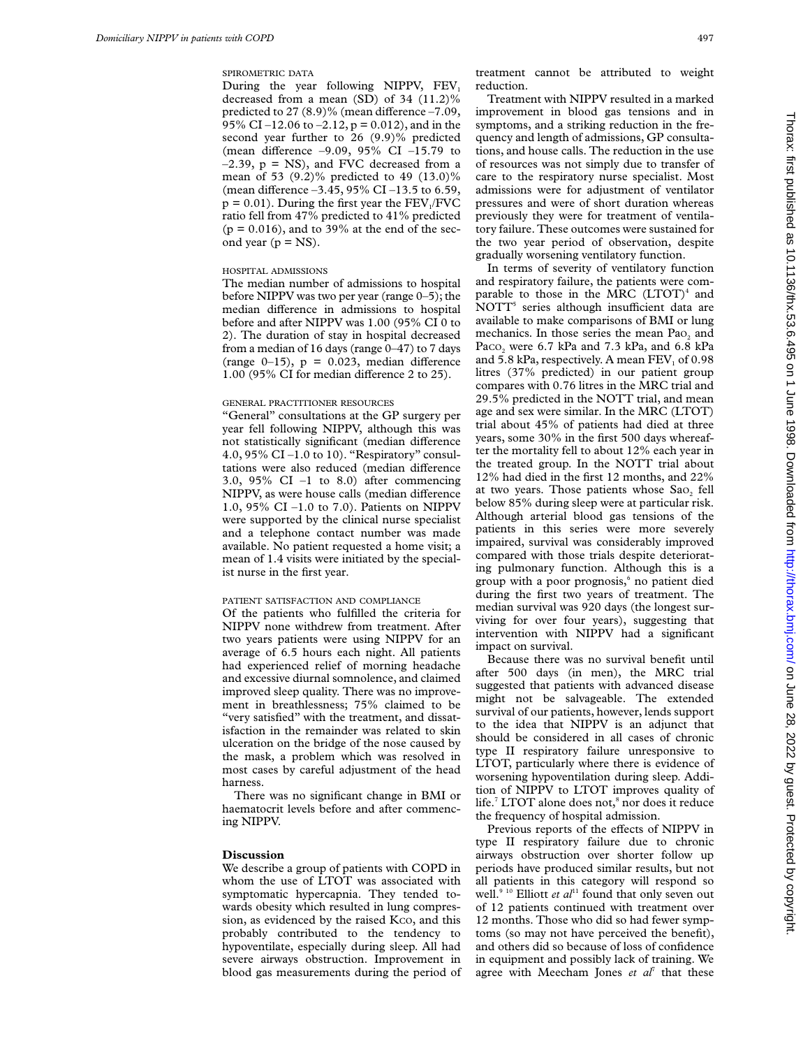### SPIROMETRIC DATA

During the year following NIPPV, $FEV_1$ decreased from a mean (SD) of 34 (11.2)% predicted to 27 (8.9)% (mean difference –7.09, 95% CI –12.06 to –2.12, p = 0.012), and in the second year further to 26 (9.9)% predicted (mean difference –9.09, 95% CI –15.79 to –2.39, p = NS), and FVC decreased from a mean of 53 (9.2)% predicted to 49 (13.0)% (mean difference –3.45, 95% CI –13.5 to 6.59, p = 0.01). During the first year the $FEV_1$/FVC ratio fell from 47% predicted to 41% predicted (p = 0.016), and to 39% at the end of the second year (p = NS).

### HOSPITAL ADMISSIONS

The median number of admissions to hospital before NIPPV was two per year (range 0–5); the median difference in admissions to hospital before and after NIPPV was 1.00 (95% CI 0 to 2). The duration of stay in hospital decreased from a median of 16 days (range 0–47) to 7 days (range 0–15), p = 0.023, median difference 1.00 (95% CI for median difference 2 to 25).

### GENERAL PRACTITIONER RESOURCES

"General" consultations at the GP surgery per year fell following NIPPV, although this was not statistically significant (median difference 4.0, 95% CI –1.0 to 10). "Respiratory" consultations were also reduced (median difference 3.0, 95% CI –1 to 8.0) after commencing NIPPV, as were house calls (median difference 1.0, 95% CI –1.0 to 7.0). Patients on NIPPV were supported by the clinical nurse specialist and a telephone contact number was made available. No patient requested a home visit; a mean of 1.4 visits were initiated by the specialist nurse in the first year.

### PATIENT SATISFACTION AND COMPLIANCE

Of the patients who fulfilled the criteria for NIPPV none withdrew from treatment. After two years patients were using NIPPV for an average of 6.5 hours each night. All patients had experienced relief of morning headache and excessive diurnal somnolence, and claimed improved sleep quality. There was no improvement in breathlessness; 75% claimed to be "very satisfied" with the treatment, and dissatisfaction in the remainder was related to skin ulceration on the bridge of the nose caused by the mask, a problem which was resolved in most cases by careful adjustment of the head harness.

There was no significant change in BMI or haematocrit levels before and after commencing NIPPV.

## Discussion

We describe a group of patients with COPD in whom the use of LTOT was associated with symptomatic hypercapnia. They tended towards obesity which resulted in lung compression, as evidenced by the raised Kco, and this probably contributed to the tendency to hypoventilate, especially during sleep. All had severe airways obstruction. Improvement in blood gas measurements during the period of treatment cannot be attributed to weight reduction.

Treatment with NIPPV resulted in a marked improvement in blood gas tensions and in symptoms, and a striking reduction in the frequency and length of admissions, GP consultations, and house calls. The reduction in the use of resources was not simply due to transfer of care to the respiratory nurse specialist. Most admissions were for adjustment of ventilator pressures and were of short duration whereas previously they were for treatment of ventilatory failure. These outcomes were sustained for the two year period of observation, despite gradually worsening ventilatory function.

In terms of severity of ventilatory function and respiratory failure, the patients were comparable to those in the MRC (LTOT)[4] and NOTT[5] series although insufficient data are available to make comparisons of BMI or lung mechanics. In those series the mean $Pao_2$ and $Paco_2$ were 6.7 kPa and 7.3 kPa, and 6.8 kPa and 5.8 kPa, respectively. A mean $FEV_1$ of 0.98 litres (37% predicted) in our patient group compares with 0.76 litres in the MRC trial and 29.5% predicted in the NOTT trial, and mean age and sex were similar. In the MRC (LTOT) trial about 45% of patients had died at three years, some 30% in the first 500 days whereafter the mortality fell to about 12% each year in the treated group. In the NOTT trial about 12% had died in the first 12 months, and 22% at two years. Those patients whose $Sao_2$ fell below 85% during sleep were at particular risk. Although arterial blood gas tensions of the patients in this series were more severely impaired, survival was considerably improved compared with those trials despite deteriorating pulmonary function. Although this is a group with a poor prognosis,[6] no patient died during the first two years of treatment. The median survival was 920 days (the longest surviving for over four years), suggesting that intervention with NIPPV had a significant impact on survival.

Because there was no survival benefit until after 500 days (in men), the MRC trial suggested that patients with advanced disease might not be salvageable. The extended survival of our patients, however, lends support to the idea that NIPPV is an adjunct that should be considered in all cases of chronic type II respiratory failure unresponsive to LTOT, particularly where there is evidence of worsening hypoventilation during sleep. Addition of NIPPV to LTOT improves quality of life.[7] LTOT alone does not,[8] nor does it reduce the frequency of hospital admission.

Previous reports of the effects of NIPPV in type II respiratory failure due to chronic airways obstruction over shorter follow up periods have produced similar results, but not all patients in this category will respond so well.[9 10] Elliott *et al*[11] found that only seven out of 12 patients continued with treatment over 12 months. Those who did so had fewer symptoms (so may not have perceived the benefit), and others did so because of loss of confidence in equipment and possibly lack of training. We agree with Meecham Jones *et al*[7] that these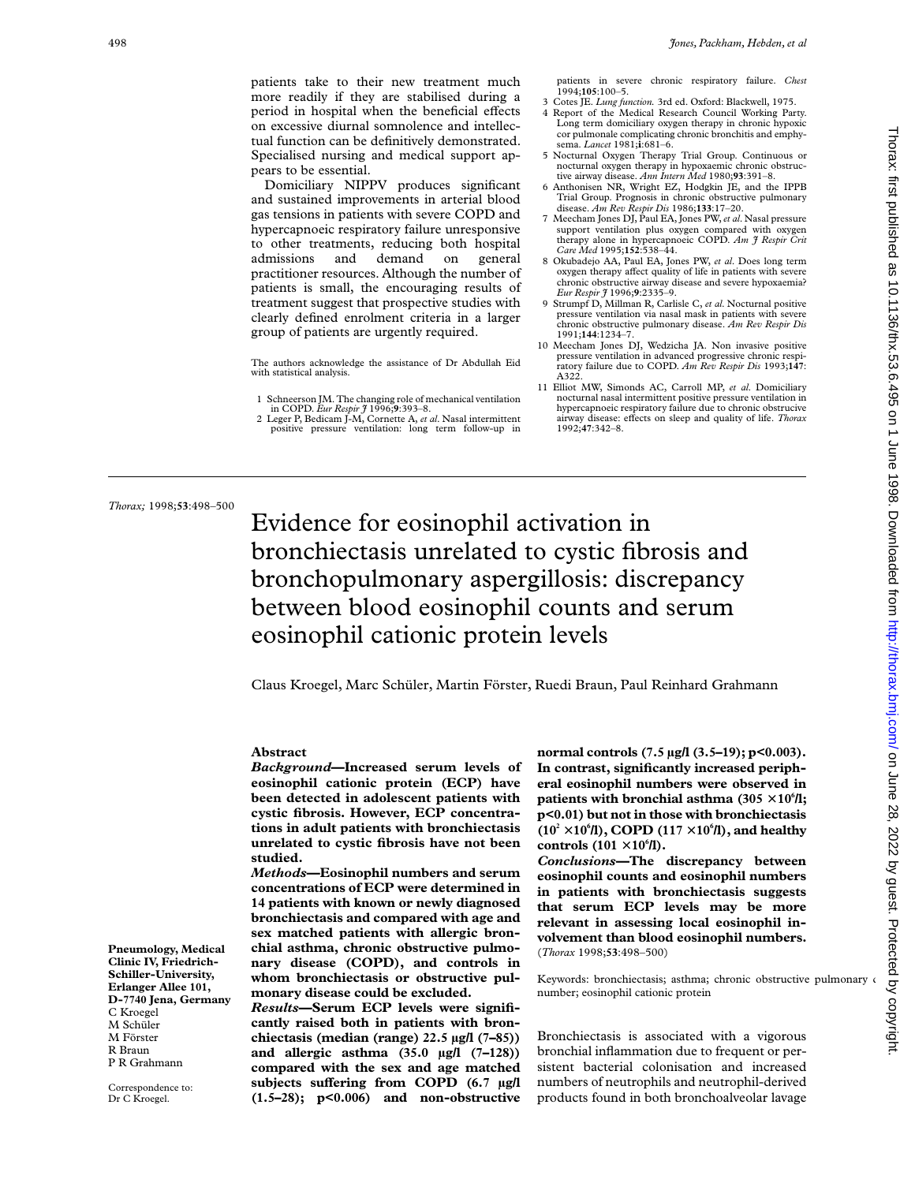patients take to their new treatment much more readily if they are stabilised during a period in hospital when the beneficial effects on excessive diurnal somnolence and intellectual function can be definitively demonstrated. Specialised nursing and medical support appears to be essential.

Domiciliary NIPPV produces significant and sustained improvements in arterial blood gas tensions in patients with severe COPD and hypercapnoeic respiratory failure unresponsive to other treatments, reducing both hospital admissions and demand on general practitioner resources. Although the number of patients is small, the encouraging results of treatment suggest that prospective studies with clearly defined enrolment criteria in a larger group of patients are urgently required.

The authors acknowledge the assistance of Dr Abdullah Eid with statistical analysis.

1 Schneerson JM. The changing role of mechanical ventilation in COPD. *Eur Respir J* 1996;**9**:393–8.
2 Leger P, Bedicam J-M, Cornette A, *et al*. Nasal intermittent positive pressure ventilation: long term follow-up in patients in severe chronic respiratory failure. *Chest* 1994;**105**:100–5.
3 Cotes JE. *Lung function*. 3rd ed. Oxford: Blackwell, 1975.
4 Report of the Medical Research Council Working Party. Long term domiciliary oxygen therapy in chronic hypoxic cor pulmonale complicating chronic bronchitis and emphysema. *Lancet* 1981;**i**:681–6.
5 Nocturnal Oxygen Therapy Trial Group. Continuous or nocturnal oxygen therapy in hypoxaemic chronic obstructive airway disease. *Ann Intern Med* 1980;**93**:391–8.
6 Anthonisen NR, Wright EZ, Hodgkin JE, and the IPPB Trial Group. Prognosis in chronic obstructive pulmonary disease. *Am Rev Respir Dis* 1986;**133**:17–20.
7 Meecham Jones DJ, Paul EA, Jones PW, *et al*. Nasal pressure support ventilation plus oxygen compared with oxygen therapy alone in hypercapnoeic COPD. *Am J Respir Crit Care Med* 1995;**152**:538–44.
8 Okubadejo AA, Paul EA, Jones PW, *et al*. Does long term oxygen therapy affect quality of life in patients with severe chronic obstructive airway disease and severe hypoxaemia? *Eur Respir J* 1996;**9**:2335–9.
9 Strumpf D, Millman R, Carlisle C, *et al*. Nocturnal positive pressure ventilation via nasal mask in patients with severe chronic obstructive pulmonary disease. *Am Rev Respir Dis* 1991;**144**:1234–7.
10 Meecham Jones DJ, Wedzicha JA. Non invasive positive pressure ventilation in advanced progressive chronic respiratory failure due to COPD. *Am Rev Respir Dis* 1993;**147**: A322.
11 Elliot MW, Simonds AC, Carroll MP, *et al*. Domiciliary nocturnal nasal intermittent positive pressure ventilation in hypercapnoeic respiratory failure due to chronic obstructive airway disease: effects on sleep and quality of life. *Thorax* 1992;**47**:342–8.

---

*Thorax;* 1998;**53**:498–500

# Evidence for eosinophil activation in bronchiectasis unrelated to cystic fibrosis and bronchopulmonary aspergillosis: discrepancy between blood eosinophil counts and serum eosinophil cationic protein levels

Claus Kroegel, Marc Schüler, Martin Förster, Ruedi Braun, Paul Reinhard Grahmann

**Pneumology, Medical Clinic IV, Friedrich-Schiller-University, Erlanger Allee 101, D-7740 Jena, Germany**
C Kroegel
M Schüler
M Förster
R Braun
P R Grahmann

Correspondence to:
Dr C Kroegel.

## Abstract

***Background***—**Increased serum levels of eosinophil cationic protein (ECP) have been detected in adolescent patients with cystic fibrosis. However, ECP concentrations in adult patients with bronchiectasis unrelated to cystic fibrosis have not been studied.**

***Methods***—**Eosinophil numbers and serum concentrations of ECP were determined in 14 patients with known or newly diagnosed bronchiectasis and compared with age and sex matched patients with allergic bronchial asthma, chronic obstructive pulmonary disease (COPD), and controls in whom bronchiectasis or obstructive pulmonary disease could be excluded.**

***Results***—**Serum ECP levels were significantly raised both in patients with bronchiectasis (median (range) 22.5 μg/l (7–85)) and allergic asthma (35.0 μg/l (7–128)) compared with the sex and age matched subjects suffering from COPD (6.7 μg/l (1.5–28); $p<0.006$) and non-obstructive normal controls (7.5 μg/l (3.5–19); $p<0.003$). In contrast, significantly increased peripheral eosinophil numbers were observed in patients with bronchial asthma ($305 \times 10^6$/l; $p<0.01$) but not in those with bronchiectasis ($10^2 \times 10^6$/l), COPD ($117 \times 10^6$/l), and healthy controls ($101 \times 10^6$/l).**

***Conclusions***—**The discrepancy between eosinophil counts and eosinophil numbers in patients with bronchiectasis suggests that serum ECP levels may be more relevant in assessing local eosinophil involvement than blood eosinophil numbers.**
(*Thorax* 1998;**53**:498–500)

Keywords: bronchiectasis; asthma; chronic obstructive pulmonary disease; eosinophil number; eosinophil cationic protein

Bronchiectasis is associated with a vigorous bronchial inflammation due to frequent or persistent bacterial colonisation and increased numbers of neutrophils and neutrophil-derived products found in both bronchoalveolar lavage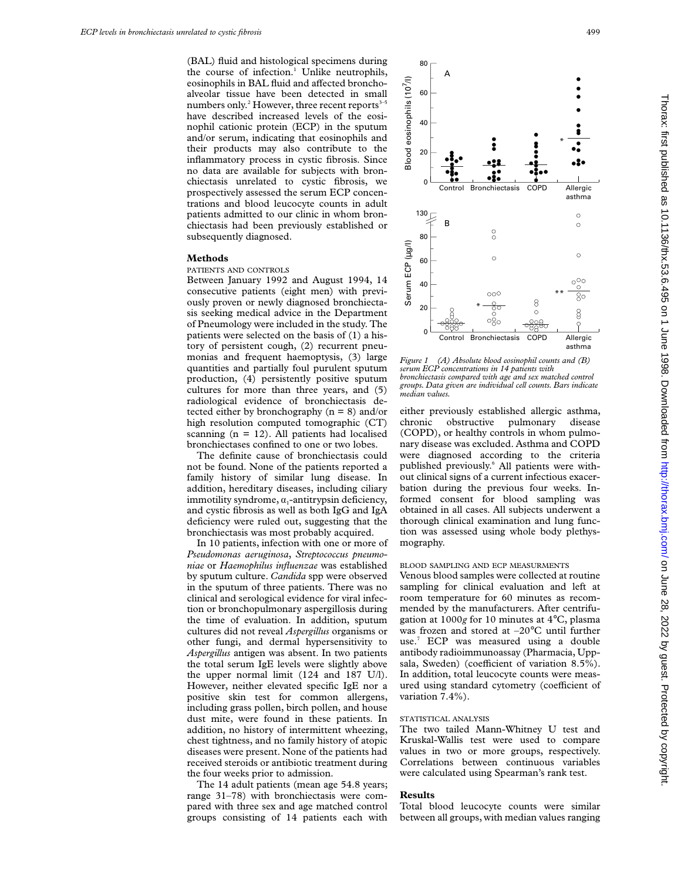(BAL) fluid and histological specimens during the course of infection.[1] Unlike neutrophils, eosinophils in BAL fluid and affected bronchoalveolar tissue have been detected in small numbers only.[2] However, three recent reports[3–5] have described increased levels of the eosinophil cationic protein (ECP) in the sputum and/or serum, indicating that eosinophils and their products may also contribute to the inflammatory process in cystic fibrosis. Since no data are available for subjects with bronchiectasis unrelated to cystic fibrosis, we prospectively assessed the serum ECP concentrations and blood leucocyte counts in adult patients admitted to our clinic in whom bronchiectasis had been previously established or subsequently diagnosed.

## Methods

### PATIENTS AND CONTROLS

Between January 1992 and August 1994, 14 consecutive patients (eight men) with previously proven or newly diagnosed bronchiectasis seeking medical advice in the Department of Pneumology were included in the study. The patients were selected on the basis of (1) a history of persistent cough, (2) recurrent pneumonias and frequent haemoptysis, (3) large quantities and partially foul purulent sputum production, (4) persistently positive sputum cultures for more than three years, and (5) radiological evidence of bronchiectasis detected either by bronchography (n = 8) and/or high resolution computed tomographic (CT) scanning (n = 12). All patients had localised bronchiectases confined to one or two lobes.

The definite cause of bronchiectasis could not be found. None of the patients reported a family history of similar lung disease. In addition, hereditary diseases, including ciliary immotility syndrome, $\alpha_1$-antitrypsin deficiency, and cystic fibrosis as well as both IgG and IgA deficiency were ruled out, suggesting that the bronchiectasis was most probably acquired.

In 10 patients, infection with one or more of *Pseudomonas aeruginosa*, *Streptococcus pneumoniae* or *Haemophilus influenzae* was established by sputum culture. *Candida* spp were observed in the sputum of three patients. There was no clinical and serological evidence for viral infection or bronchopulmonary aspergillosis during the time of evaluation. In addition, sputum cultures did not reveal *Aspergillus* organisms or other fungi, and dermal hypersensitivity to *Aspergillus* antigen was absent. In two patients the total serum IgE levels were slightly above the upper normal limit (124 and 187 U/l). However, neither elevated specific IgE nor a positive skin test for common allergens, including grass pollen, birch pollen, and house dust mite, were found in these patients. In addition, no history of intermittent wheezing, chest tightness, and no family history of atopic diseases were present. None of the patients had received steroids or antibiotic treatment during the four weeks prior to admission.

The 14 adult patients (mean age 54.8 years; range 31–78) with bronchiectasis were compared with three sex and age matched control groups consisting of 14 patients each with either previously established allergic asthma, chronic obstructive pulmonary disease (COPD), or healthy controls in whom pulmonary disease was excluded. Asthma and COPD were diagnosed according to the criteria published previously.[6] All patients were without clinical signs of a current infectious exacerbation during the previous four weeks. Informed consent for blood sampling was obtained in all cases. All subjects underwent a thorough clinical examination and lung function was assessed using whole body plethysmography.

*Figure 1 (A) Absolute blood eosinophil counts and (B) serum ECP concentrations in 14 patients with bronchiectasis compared with age and sex matched control groups. Data given are individual cell counts. Bars indicate median values.*

### BLOOD SAMPLING AND ECP MEASURMENTS

Venous blood samples were collected at routine sampling for clinical evaluation and left at room temperature for 60 minutes as recommended by the manufacturers. After centrifugation at 1000*g* for 10 minutes at 4°C, plasma was frozen and stored at –20°C until further use.[7] ECP was measured using a double antibody radioimmunoassay (Pharmacia, Uppsala, Sweden) (coefficient of variation 8.5%). In addition, total leucocyte counts were measured using standard cytometry (coefficient of variation 7.4%).

### STATISTICAL ANALYSIS

The two tailed Mann-Whitney U test and Kruskal-Wallis test were used to compare values in two or more groups, respectively. Correlations between continuous variables were calculated using Spearman's rank test.

## Results

Total blood leucocyte counts were similar between all groups, with median values ranging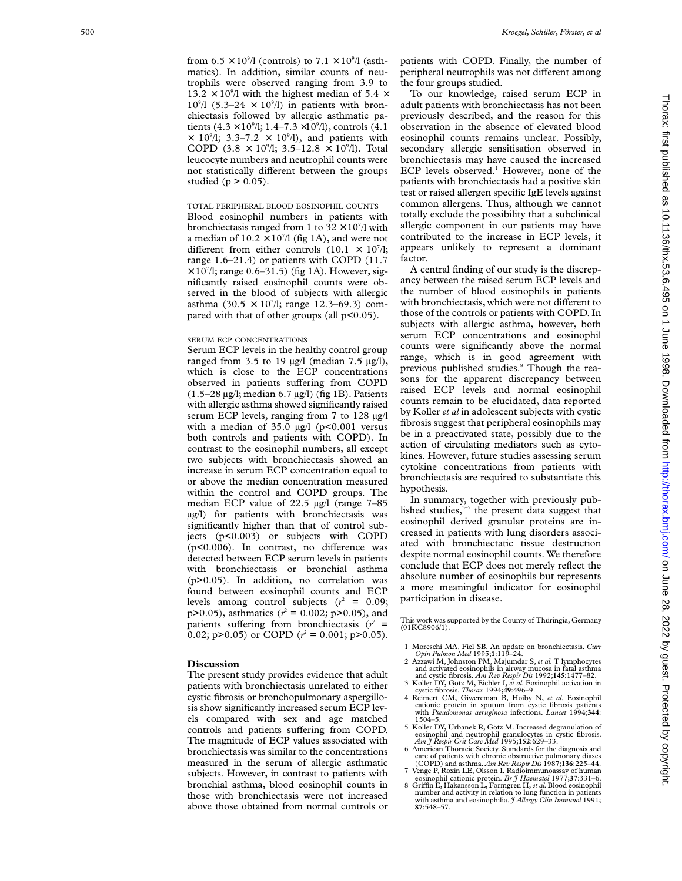from $6.5 \times 10^9$/l (controls) to $7.1 \times 10^9$/l (asthmatics). In addition, similar counts of neutrophils were observed ranging from 3.9 to $13.2 \times 10^9$/l with the highest median of $5.4 \times 10^9$/l ($5.3$–$24 \times 10^9$/l) in patients with bronchiectasis followed by allergic asthmatic patients ($4.3 \times 10^9$/l; $1.4$–$7.3 \times 10^9$/l), controls ($4.1 \times 10^9$/l; $3.3$–$7.2 \times 10^9$/l), and patients with COPD ($3.8 \times 10^9$/l; $3.5$–$12.8 \times 10^9$/l). Total leucocyte numbers and neutrophil counts were not statistically different between the groups studied ($p > 0.05$).

### TOTAL PERIPHERAL BLOOD EOSINOPHIL COUNTS

Blood eosinophil numbers in patients with bronchiectasis ranged from 1 to $32 \times 10^7$/l with a median of $10.2 \times 10^7$/l (fig 1A), and were not different from either controls ($10.1 \times 10^7$/l; range 1.6–21.4) or patients with COPD ($11.7 \times 10^7$/l; range 0.6–31.5) (fig 1A). However, significantly raised eosinophil counts were observed in the blood of subjects with allergic asthma ($30.5 \times 10^7$/l; range 12.3–69.3) compared with that of other groups (all $p<0.05$).

### SERUM ECP CONCENTRATIONS

Serum ECP levels in the healthy control group ranged from 3.5 to 19 μg/l (median 7.5 μg/l), which is close to the ECP concentrations observed in patients suffering from COPD (1.5–28 μg/l; median 6.7 μg/l) (fig 1B). Patients with allergic asthma showed significantly raised serum ECP levels, ranging from 7 to 128 μg/l with a median of 35.0 μg/l ($p<0.001$ versus both controls and patients with COPD). In contrast to the eosinophil numbers, all except two subjects with bronchiectasis showed an increase in serum ECP concentration equal to or above the median concentration measured within the control and COPD groups. The median ECP value of 22.5 μg/l (range 7–85 μg/l) for patients with bronchiectasis was significantly higher than that of control subjects ($p<0.003$) or subjects with COPD ($p<0.006$). In contrast, no difference was detected between ECP serum levels in patients with bronchiectasis or bronchial asthma ($p>0.05$). In addition, no correlation was found between eosinophil counts and ECP levels among control subjects ($r^2 = 0.09$; $p>0.05$), asthmatics ($r^2 = 0.002$; $p>0.05$), and patients suffering from bronchiectasis ($r^2 = 0.02$; $p>0.05$) or COPD ($r^2 = 0.001$; $p>0.05$).

## Discussion

The present study provides evidence that adult patients with bronchiectasis unrelated to either cystic fibrosis or bronchopulmonary aspergillosis show significantly increased serum ECP levels compared with sex and age matched controls and patients suffering from COPD. The magnitude of ECP values associated with bronchiectasis was similar to the concentrations measured in the serum of allergic asthmatic subjects. However, in contrast to patients with bronchial asthma, blood eosinophil counts in those with bronchiectasis were not increased above those obtained from normal controls or patients with COPD. Finally, the number of peripheral neutrophils was not different among the four groups studied.

To our knowledge, raised serum ECP in adult patients with bronchiectasis has not been previously described, and the reason for this observation in the absence of elevated blood eosinophil counts remains unclear. Possibly, secondary allergic sensitisation observed in bronchiectasis may have caused the increased ECP levels observed.[1] However, none of the patients with bronchiectasis had a positive skin test or raised allergen specific IgE levels against common allergens. Thus, although we cannot totally exclude the possibility that a subclinical allergic component in our patients may have contributed to the increase in ECP levels, it appears unlikely to represent a dominant factor.

A central finding of our study is the discrepancy between the raised serum ECP levels and the number of blood eosinophils in patients with bronchiectasis, which were not different to those of the controls or patients with COPD. In subjects with allergic asthma, however, both serum ECP concentrations and eosinophil counts were significantly above the normal range, which is in good agreement with previous published studies.[8] Though the reasons for the apparent discrepancy between raised ECP levels and normal eosinophil counts remain to be elucidated, data reported by Koller *et al* in adolescent subjects with cystic fibrosis suggest that peripheral eosinophils may be in a preactivated state, possibly due to the action of circulating mediators such as cytokines. However, future studies assessing serum cytokine concentrations from patients with bronchiectasis are required to substantiate this hypothesis.

In summary, together with previously published studies,[3–5] the present data suggest that eosinophil derived granular proteins are increased in patients with lung disorders associated with bronchiectatic tissue destruction despite normal eosinophil counts. We therefore conclude that ECP does not merely reflect the absolute number of eosinophils but represents a more meaningful indicator for eosinophil participation in disease.

This work was supported by the County of Thüringia, Germany (01KC8906/1).

1. Moreschi MA, Fiel SB. An update on bronchiectasis. *Curr Opin Pulmon Med* 1995;**1**:119–24.
2. Azzawi M, Johnston PM, Majumdar S, *et al.* T lymphocytes and activated eosinophils in airway mucosa in fatal asthma and cystic fibrosis. *Am Rev Respir Dis* 1992;**145**:1477–82.
3. Koller DY, Götz M, Eichler I, *et al.* Eosinophil activation in cystic fibrosis. *Thorax* 1994;**49**:496–9.
4. Reimert CM, Giwercman B, Hoiby N, *et al.* Eosinophil cationic protein in sputum from cystic fibrosis patients with *Pseudomonas aeruginosa* infections. *Lancet* 1994;**344**:1504–5.
5. Koller DY, Urbanek R, Götz M. Increased degranulation of eosinophil and neutrophil granulocytes in cystic fibrosis. *Am J Respir Crit Care Med* 1995;**152**:629–33.
6. American Thoracic Society. Standards for the diagnosis and care of patients with chronic obstructive pulmonary diases (COPD) and asthma. *Am Rev Respir Dis* 1987;**136**:225–44.
7. Venge P, Roxin LE, Olsson I. Radioimmunoassay of human eosinophil cationic protein. *Br J Haematol* 1977;**37**:331–6.
8. Griffin E, Hakansson L, Formgren H, *et al.* Blood eosinophil number and activity in relation to lung function in patients with asthma and eosinophilia. *J Allergy Clin Immunol* 1991; **87**:548–57.